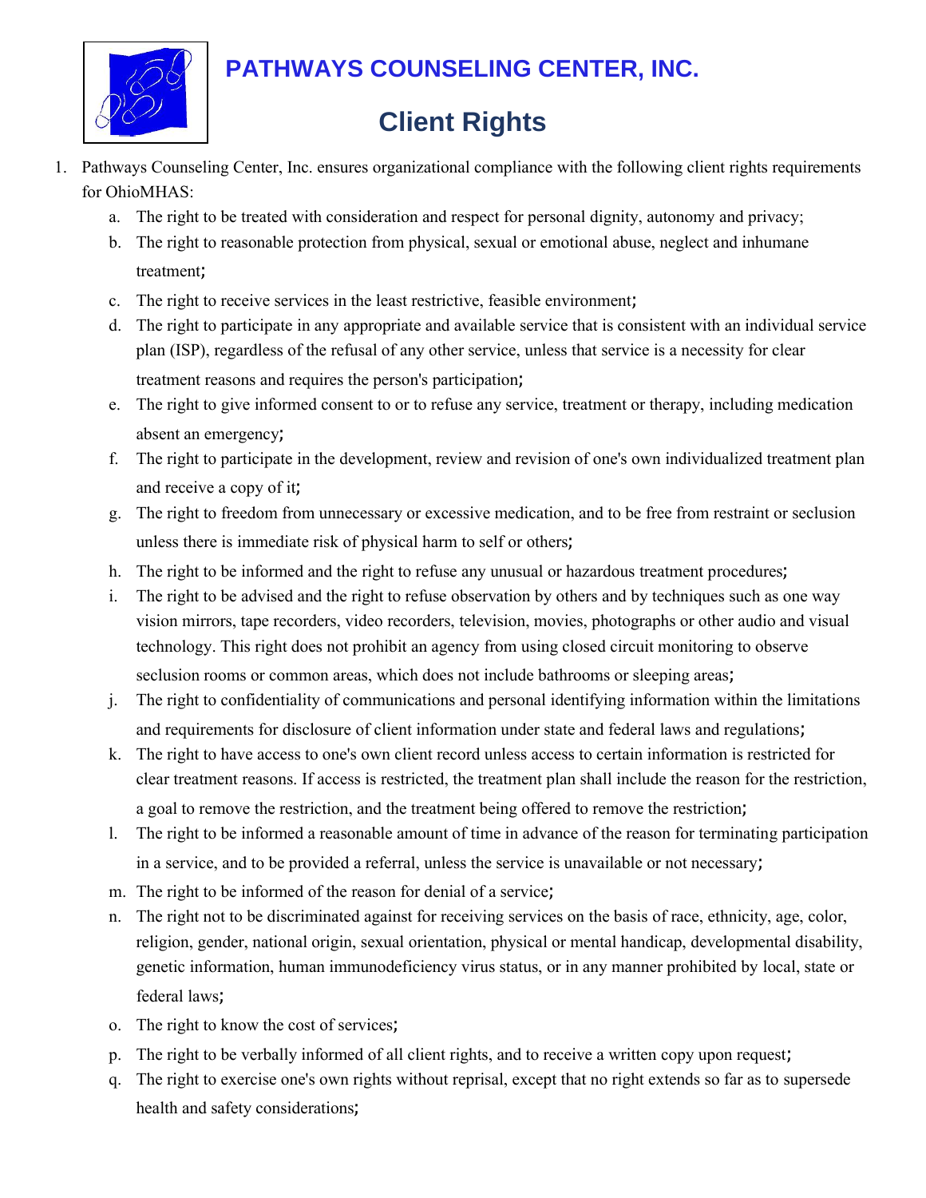# PATHWAYS COUNSELING CENTER, INC.

## Client Rights

1. Pathways Counseling Center, Inc. ensures organizational compliance with the following client rights requirements for OhioMHAS:
   a. The right to be treated with consideration and respect for personal dignity, autonomy and privacy;
   b. The right to reasonable protection from physical, sexual or emotional abuse, neglect and inhumane treatment;
   c. The right to receive services in the least restrictive, feasible environment;
   d. The right to participate in any appropriate and available service that is consistent with an individual service plan (ISP), regardless of the refusal of any other service, unless that service is a necessity for clear treatment reasons and requires the person's participation;
   e. The right to give informed consent to or to refuse any service, treatment or therapy, including medication absent an emergency;
   f. The right to participate in the development, review and revision of one's own individualized treatment plan and receive a copy of it;
   g. The right to freedom from unnecessary or excessive medication, and to be free from restraint or seclusion unless there is immediate risk of physical harm to self or others;
   h. The right to be informed and the right to refuse any unusual or hazardous treatment procedures;
   i. The right to be advised and the right to refuse observation by others and by techniques such as one way vision mirrors, tape recorders, video recorders, television, movies, photographs or other audio and visual technology. This right does not prohibit an agency from using closed circuit monitoring to observe seclusion rooms or common areas, which does not include bathrooms or sleeping areas;
   j. The right to confidentiality of communications and personal identifying information within the limitations and requirements for disclosure of client information under state and federal laws and regulations;
   k. The right to have access to one's own client record unless access to certain information is restricted for clear treatment reasons. If access is restricted, the treatment plan shall include the reason for the restriction, a goal to remove the restriction, and the treatment being offered to remove the restriction;
   l. The right to be informed a reasonable amount of time in advance of the reason for terminating participation in a service, and to be provided a referral, unless the service is unavailable or not necessary;
   m. The right to be informed of the reason for denial of a service;
   n. The right not to be discriminated against for receiving services on the basis of race, ethnicity, age, color, religion, gender, national origin, sexual orientation, physical or mental handicap, developmental disability, genetic information, human immunodeficiency virus status, or in any manner prohibited by local, state or federal laws;
   o. The right to know the cost of services;
   p. The right to be verbally informed of all client rights, and to receive a written copy upon request;
   q. The right to exercise one's own rights without reprisal, except that no right extends so far as to supersede health and safety considerations;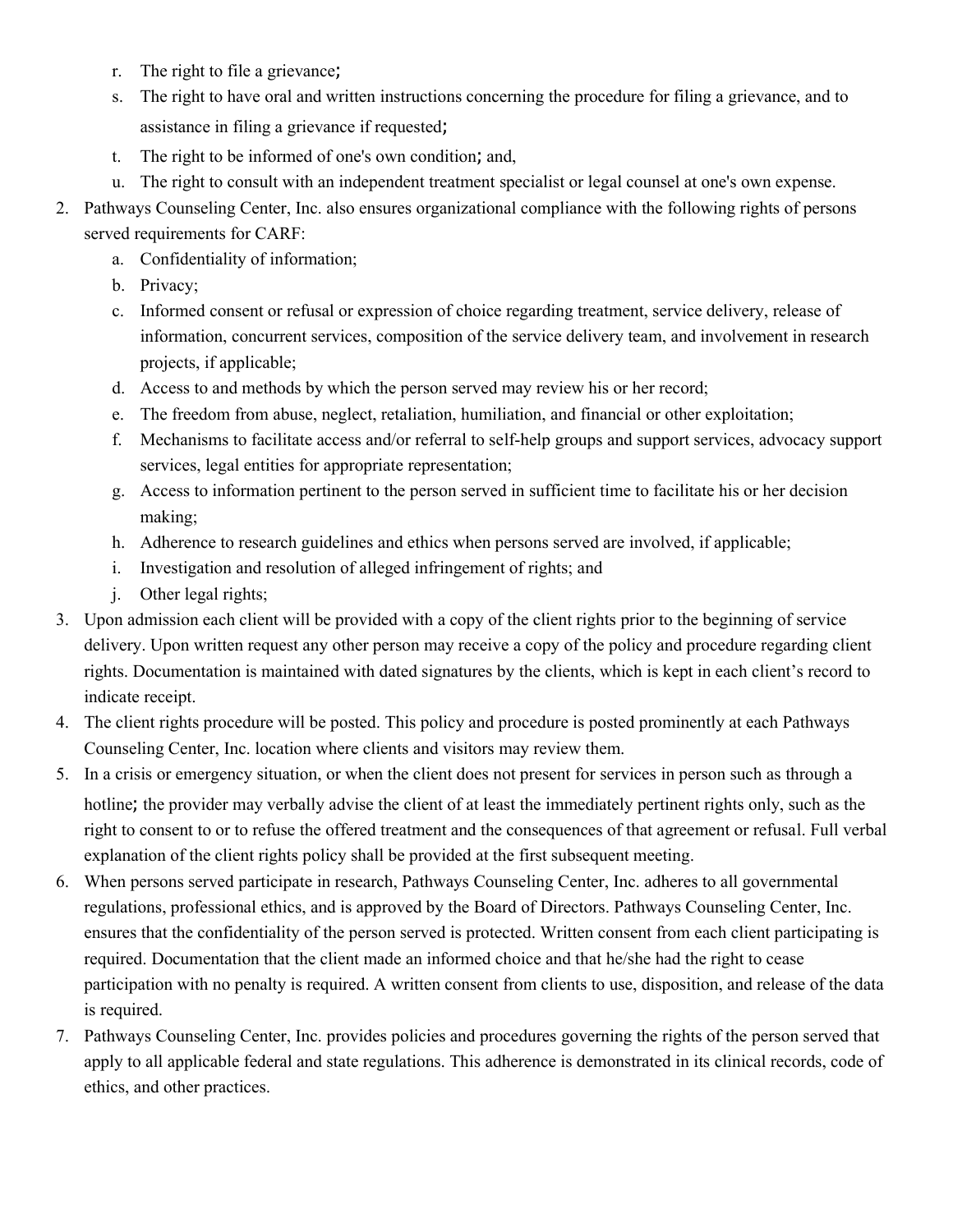r. The right to file a grievance;
s. The right to have oral and written instructions concerning the procedure for filing a grievance, and to assistance in filing a grievance if requested;
t. The right to be informed of one's own condition; and,
u. The right to consult with an independent treatment specialist or legal counsel at one's own expense.

2. Pathways Counseling Center, Inc. also ensures organizational compliance with the following rights of persons served requirements for CARF:
   a. Confidentiality of information;
   b. Privacy;
   c. Informed consent or refusal or expression of choice regarding treatment, service delivery, release of information, concurrent services, composition of the service delivery team, and involvement in research projects, if applicable;
   d. Access to and methods by which the person served may review his or her record;
   e. The freedom from abuse, neglect, retaliation, humiliation, and financial or other exploitation;
   f. Mechanisms to facilitate access and/or referral to self-help groups and support services, advocacy support services, legal entities for appropriate representation;
   g. Access to information pertinent to the person served in sufficient time to facilitate his or her decision making;
   h. Adherence to research guidelines and ethics when persons served are involved, if applicable;
   i. Investigation and resolution of alleged infringement of rights; and
   j. Other legal rights;
3. Upon admission each client will be provided with a copy of the client rights prior to the beginning of service delivery. Upon written request any other person may receive a copy of the policy and procedure regarding client rights. Documentation is maintained with dated signatures by the clients, which is kept in each client's record to indicate receipt.
4. The client rights procedure will be posted. This policy and procedure is posted prominently at each Pathways Counseling Center, Inc. location where clients and visitors may review them.
5. In a crisis or emergency situation, or when the client does not present for services in person such as through a hotline; the provider may verbally advise the client of at least the immediately pertinent rights only, such as the right to consent to or to refuse the offered treatment and the consequences of that agreement or refusal. Full verbal explanation of the client rights policy shall be provided at the first subsequent meeting.
6. When persons served participate in research, Pathways Counseling Center, Inc. adheres to all governmental regulations, professional ethics, and is approved by the Board of Directors. Pathways Counseling Center, Inc. ensures that the confidentiality of the person served is protected. Written consent from each client participating is required. Documentation that the client made an informed choice and that he/she had the right to cease participation with no penalty is required. A written consent from clients to use, disposition, and release of the data is required.
7. Pathways Counseling Center, Inc. provides policies and procedures governing the rights of the person served that apply to all applicable federal and state regulations. This adherence is demonstrated in its clinical records, code of ethics, and other practices.